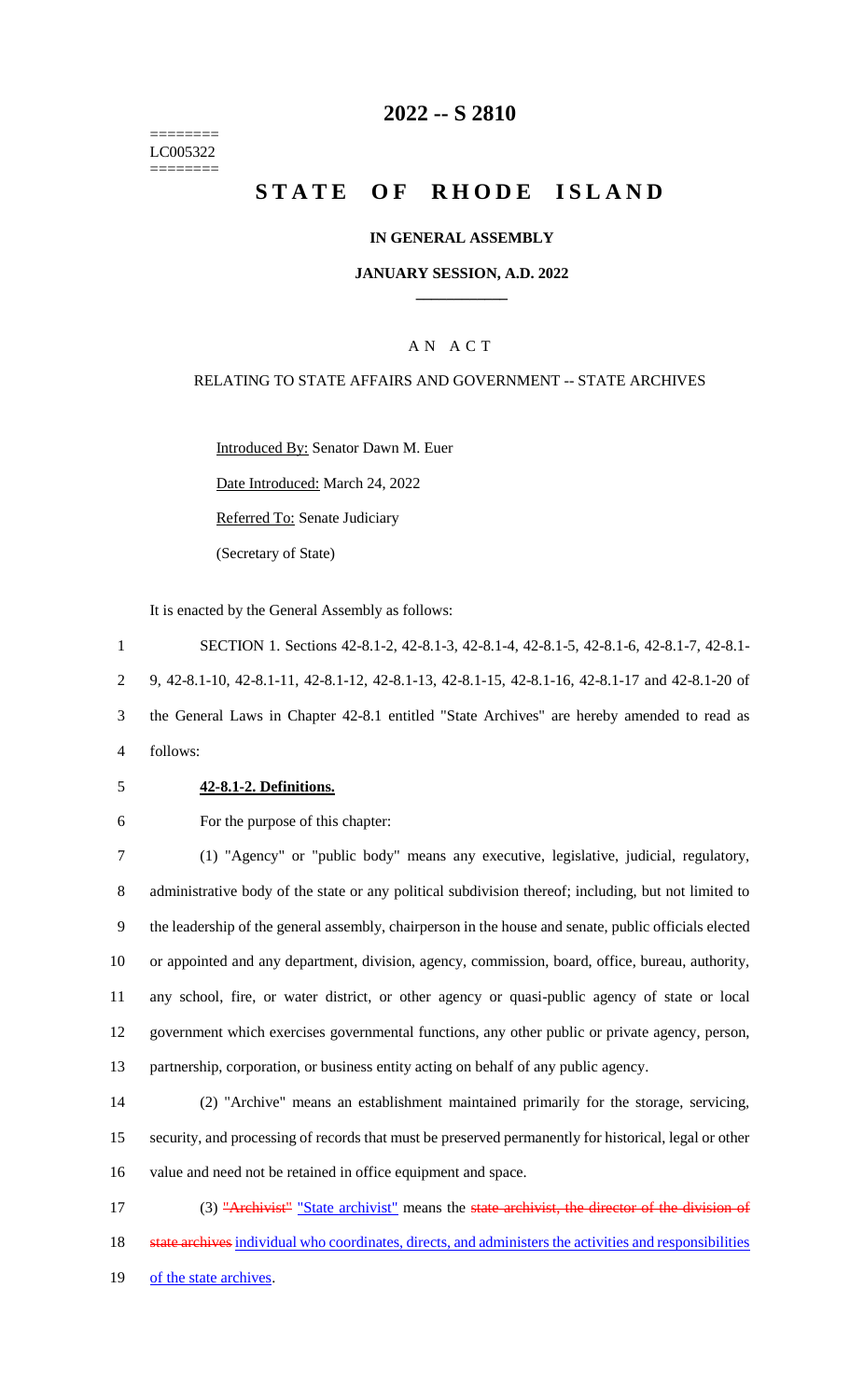========
LC005322
========

# 2022 -- S 2810

# STATE OF RHODE ISLAND

### IN GENERAL ASSEMBLY

### JANUARY SESSION, A.D. 2022

## A N A C T

RELATING TO STATE AFFAIRS AND GOVERNMENT -- STATE ARCHIVES

Introduced By: Senator Dawn M. Euer

Date Introduced: March 24, 2022

Referred To: Senate Judiciary

(Secretary of State)

It is enacted by the General Assembly as follows:

1 SECTION 1. Sections 42-8.1-2, 42-8.1-3, 42-8.1-4, 42-8.1-5, 42-8.1-6, 42-8.1-7, 42-8.1-
2 9, 42-8.1-10, 42-8.1-11, 42-8.1-12, 42-8.1-13, 42-8.1-15, 42-8.1-16, 42-8.1-17 and 42-8.1-20 of
3 the General Laws in Chapter 42-8.1 entitled "State Archives" are hereby amended to read as
4 follows:

5 **42-8.1-2. Definitions.**

6 For the purpose of this chapter:

7 (1) "Agency" or "public body" means any executive, legislative, judicial, regulatory,
8 administrative body of the state or any political subdivision thereof; including, but not limited to
9 the leadership of the general assembly, chairperson in the house and senate, public officials elected
10 or appointed and any department, division, agency, commission, board, office, bureau, authority,
11 any school, fire, or water district, or other agency or quasi-public agency of state or local
12 government which exercises governmental functions, any other public or private agency, person,
13 partnership, corporation, or business entity acting on behalf of any public agency.

14 (2) "Archive" means an establishment maintained primarily for the storage, servicing,
15 security, and processing of records that must be preserved permanently for historical, legal or other
16 value and need not be retained in office equipment and space.

17 (3) ~~"Archivist"~~ "State archivist" means the ~~state archivist, the director of the division of~~
18 ~~state archives~~ individual who coordinates, directs, and administers the activities and responsibilities
19 of the state archives.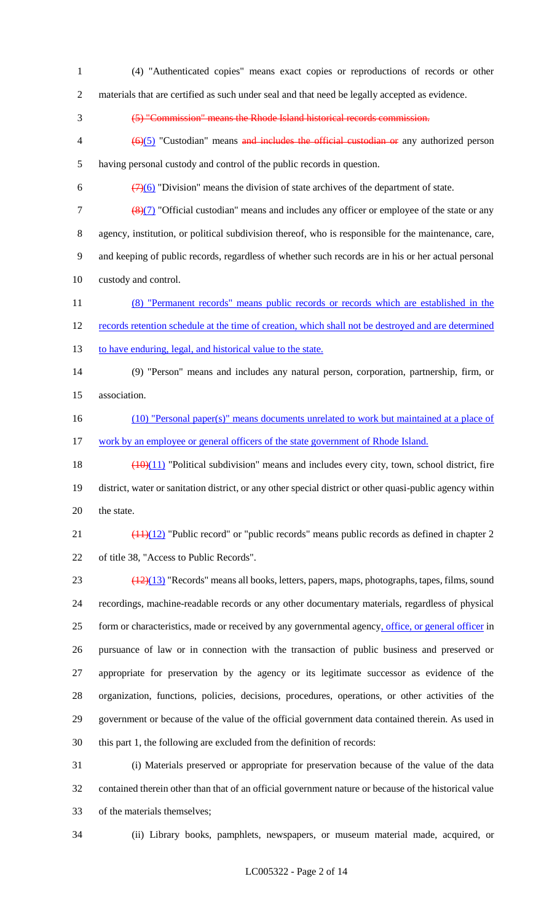(4) "Authenticated copies" means exact copies or reproductions of records or other materials that are certified as such under seal and that need be legally accepted as evidence.

~~(5) "Commission" means the Rhode Island historical records commission.~~

~~(6)~~(5) "Custodian" means ~~and includes the official custodian or~~ any authorized person having personal custody and control of the public records in question.

~~(7)~~(6) "Division" means the division of state archives of the department of state.

~~(8)~~(7) "Official custodian" means and includes any officer or employee of the state or any agency, institution, or political subdivision thereof, who is responsible for the maintenance, care, and keeping of public records, regardless of whether such records are in his or her actual personal custody and control.

(8) "Permanent records" means public records or records which are established in the records retention schedule at the time of creation, which shall not be destroyed and are determined to have enduring, legal, and historical value to the state.

(9) "Person" means and includes any natural person, corporation, partnership, firm, or association.

(10) "Personal paper(s)" means documents unrelated to work but maintained at a place of work by an employee or general officers of the state government of Rhode Island.

~~(10)~~(11) "Political subdivision" means and includes every city, town, school district, fire district, water or sanitation district, or any other special district or other quasi-public agency within the state.

~~(11)~~(12) "Public record" or "public records" means public records as defined in chapter 2 of title 38, "Access to Public Records".

~~(12)~~(13) "Records" means all books, letters, papers, maps, photographs, tapes, films, sound recordings, machine-readable records or any other documentary materials, regardless of physical form or characteristics, made or received by any governmental agency, office, or general officer in pursuance of law or in connection with the transaction of public business and preserved or appropriate for preservation by the agency or its legitimate successor as evidence of the organization, functions, policies, decisions, procedures, operations, or other activities of the government or because of the value of the official government data contained therein. As used in this part 1, the following are excluded from the definition of records:

(i) Materials preserved or appropriate for preservation because of the value of the data contained therein other than that of an official government nature or because of the historical value of the materials themselves;

(ii) Library books, pamphlets, newspapers, or museum material made, acquired, or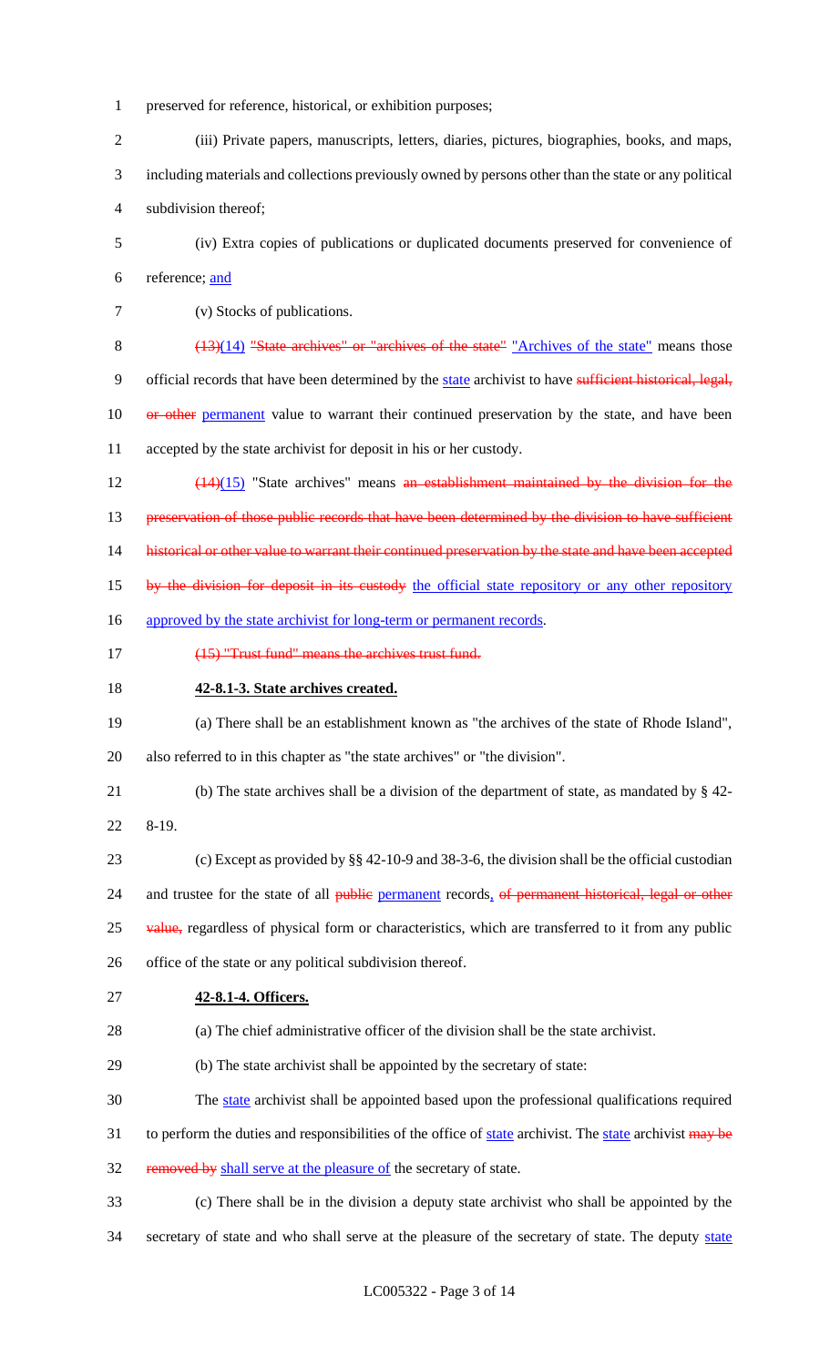preserved for reference, historical, or exhibition purposes;

(iii) Private papers, manuscripts, letters, diaries, pictures, biographies, books, and maps, including materials and collections previously owned by persons other than the state or any political subdivision thereof;

(iv) Extra copies of publications or duplicated documents preserved for convenience of reference; and

(v) Stocks of publications.

~~(13)~~(14) ~~"State archives" or "archives of the state"~~ "Archives of the state" means those official records that have been determined by the state archivist to have ~~sufficient historical, legal, or other~~ permanent value to warrant their continued preservation by the state, and have been accepted by the state archivist for deposit in his or her custody.

~~(14)~~(15) "State archives" means ~~an establishment maintained by the division for the preservation of those public records that have been determined by the division to have sufficient historical or other value to warrant their continued preservation by the state and have been accepted by the division for deposit in its custody~~ the official state repository or any other repository approved by the state archivist for long-term or permanent records.

~~(15) "Trust fund" means the archives trust fund.~~

**42-8.1-3. State archives created.**

(a) There shall be an establishment known as "the archives of the state of Rhode Island", also referred to in this chapter as "the state archives" or "the division".

(b) The state archives shall be a division of the department of state, as mandated by § 42-8-19.

(c) Except as provided by §§ 42-10-9 and 38-3-6, the division shall be the official custodian and trustee for the state of all ~~public~~ permanent records, ~~of permanent historical, legal or other value,~~ regardless of physical form or characteristics, which are transferred to it from any public office of the state or any political subdivision thereof.

**42-8.1-4. Officers.**

(a) The chief administrative officer of the division shall be the state archivist.

(b) The state archivist shall be appointed by the secretary of state:

The state archivist shall be appointed based upon the professional qualifications required to perform the duties and responsibilities of the office of state archivist. The state archivist ~~may be removed by~~ shall serve at the pleasure of the secretary of state.

(c) There shall be in the division a deputy state archivist who shall be appointed by the secretary of state and who shall serve at the pleasure of the secretary of state. The deputy state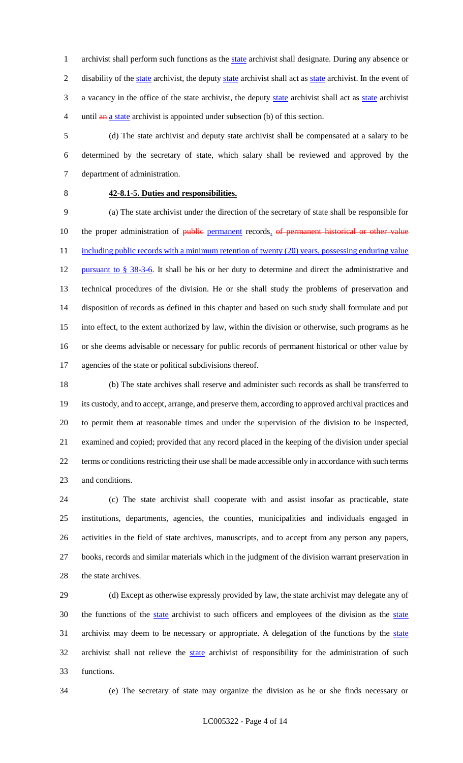archivist shall perform such functions as the state archivist shall designate. During any absence or disability of the state archivist, the deputy state archivist shall act as state archivist. In the event of a vacancy in the office of the state archivist, the deputy state archivist shall act as state archivist until ~~an~~ a state archivist is appointed under subsection (b) of this section.

(d) The state archivist and deputy state archivist shall be compensated at a salary to be determined by the secretary of state, which salary shall be reviewed and approved by the department of administration.

**42-8.1-5. Duties and responsibilities.**

(a) The state archivist under the direction of the secretary of state shall be responsible for the proper administration of ~~public~~ permanent records~~, of permanent historical or other value~~ including public records with a minimum retention of twenty (20) years, possessing enduring value pursuant to § 38-3-6. It shall be his or her duty to determine and direct the administrative and technical procedures of the division. He or she shall study the problems of preservation and disposition of records as defined in this chapter and based on such study shall formulate and put into effect, to the extent authorized by law, within the division or otherwise, such programs as he or she deems advisable or necessary for public records of permanent historical or other value by agencies of the state or political subdivisions thereof.

(b) The state archives shall reserve and administer such records as shall be transferred to its custody, and to accept, arrange, and preserve them, according to approved archival practices and to permit them at reasonable times and under the supervision of the division to be inspected, examined and copied; provided that any record placed in the keeping of the division under special terms or conditions restricting their use shall be made accessible only in accordance with such terms and conditions.

(c) The state archivist shall cooperate with and assist insofar as practicable, state institutions, departments, agencies, the counties, municipalities and individuals engaged in activities in the field of state archives, manuscripts, and to accept from any person any papers, books, records and similar materials which in the judgment of the division warrant preservation in the state archives.

(d) Except as otherwise expressly provided by law, the state archivist may delegate any of the functions of the state archivist to such officers and employees of the division as the state archivist may deem to be necessary or appropriate. A delegation of the functions by the state archivist shall not relieve the state archivist of responsibility for the administration of such functions.

(e) The secretary of state may organize the division as he or she finds necessary or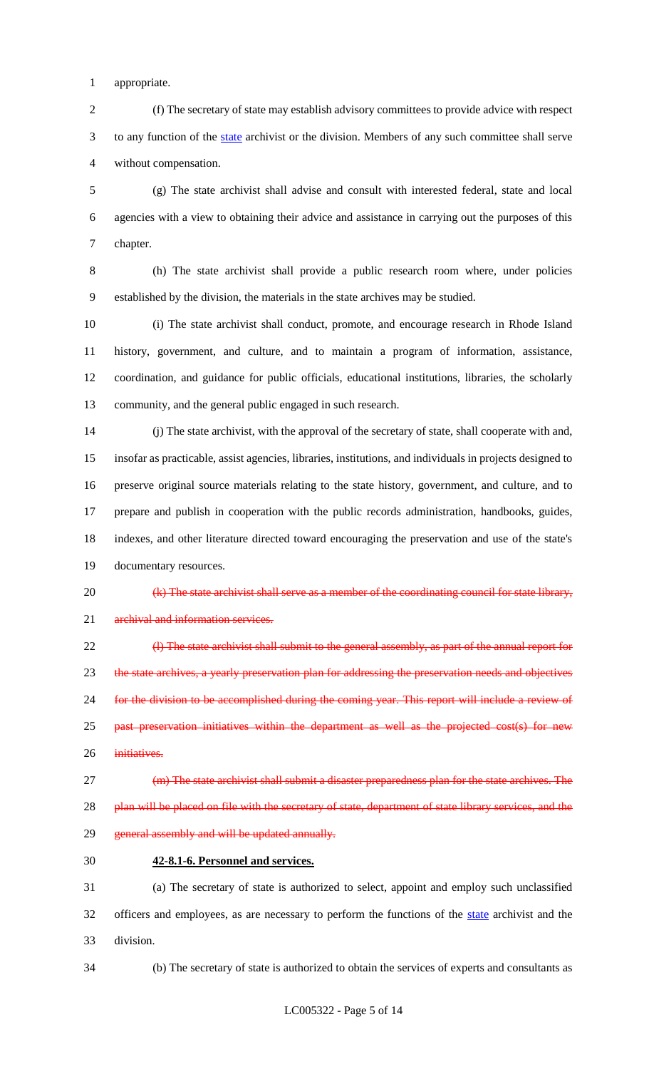appropriate.

(f) The secretary of state may establish advisory committees to provide advice with respect to any function of the state archivist or the division. Members of any such committee shall serve without compensation.

(g) The state archivist shall advise and consult with interested federal, state and local agencies with a view to obtaining their advice and assistance in carrying out the purposes of this chapter.

(h) The state archivist shall provide a public research room where, under policies established by the division, the materials in the state archives may be studied.

(i) The state archivist shall conduct, promote, and encourage research in Rhode Island history, government, and culture, and to maintain a program of information, assistance, coordination, and guidance for public officials, educational institutions, libraries, the scholarly community, and the general public engaged in such research.

(j) The state archivist, with the approval of the secretary of state, shall cooperate with and, insofar as practicable, assist agencies, libraries, institutions, and individuals in projects designed to preserve original source materials relating to the state history, government, and culture, and to prepare and publish in cooperation with the public records administration, handbooks, guides, indexes, and other literature directed toward encouraging the preservation and use of the state's documentary resources.

~~(k) The state archivist shall serve as a member of the coordinating council for state library, archival and information services.~~

~~(l) The state archivist shall submit to the general assembly, as part of the annual report for the state archives, a yearly preservation plan for addressing the preservation needs and objectives for the division to be accomplished during the coming year. This report will include a review of past preservation initiatives within the department as well as the projected cost(s) for new initiatives.~~

~~(m) The state archivist shall submit a disaster preparedness plan for the state archives. The plan will be placed on file with the secretary of state, department of state library services, and the general assembly and will be updated annually.~~

**42-8.1-6. Personnel and services.**

(a) The secretary of state is authorized to select, appoint and employ such unclassified officers and employees, as are necessary to perform the functions of the state archivist and the division.

(b) The secretary of state is authorized to obtain the services of experts and consultants as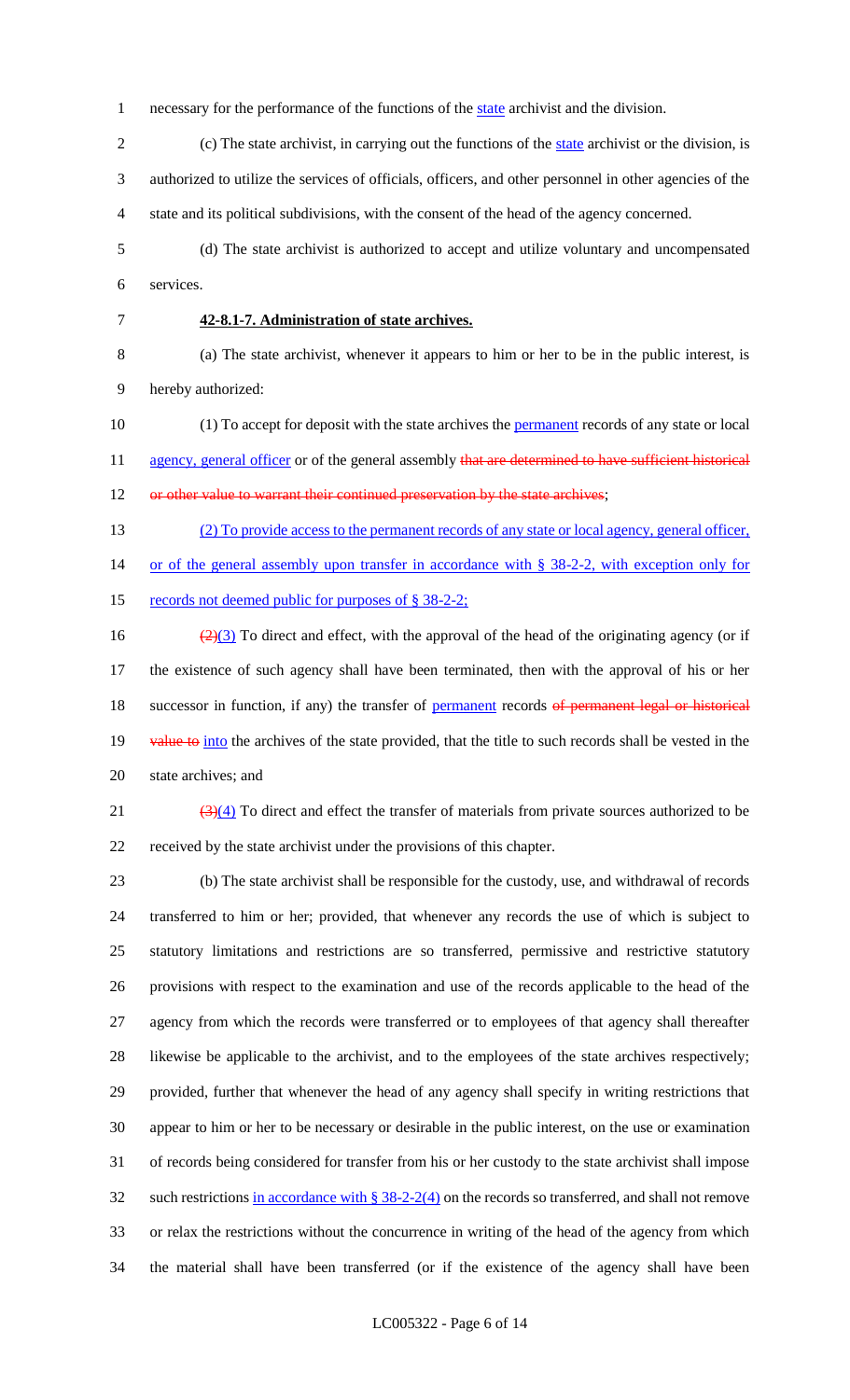necessary for the performance of the functions of the state archivist and the division.

(c) The state archivist, in carrying out the functions of the state archivist or the division, is authorized to utilize the services of officials, officers, and other personnel in other agencies of the state and its political subdivisions, with the consent of the head of the agency concerned.

(d) The state archivist is authorized to accept and utilize voluntary and uncompensated services.

**42-8.1-7. Administration of state archives.**

(a) The state archivist, whenever it appears to him or her to be in the public interest, is hereby authorized:

(1) To accept for deposit with the state archives the permanent records of any state or local agency, general officer or of the general assembly ~~that are determined to have sufficient historical or other value to warrant their continued preservation by the state archives~~;

(2) To provide access to the permanent records of any state or local agency, general officer, or of the general assembly upon transfer in accordance with § 38-2-2, with exception only for records not deemed public for purposes of § 38-2-2;

~~(2)~~(3) To direct and effect, with the approval of the head of the originating agency (or if the existence of such agency shall have been terminated, then with the approval of his or her successor in function, if any) the transfer of permanent records ~~of permanent legal or historical value to~~ into the archives of the state provided, that the title to such records shall be vested in the state archives; and

~~(3)~~(4) To direct and effect the transfer of materials from private sources authorized to be received by the state archivist under the provisions of this chapter.

(b) The state archivist shall be responsible for the custody, use, and withdrawal of records transferred to him or her; provided, that whenever any records the use of which is subject to statutory limitations and restrictions are so transferred, permissive and restrictive statutory provisions with respect to the examination and use of the records applicable to the head of the agency from which the records were transferred or to employees of that agency shall thereafter likewise be applicable to the archivist, and to the employees of the state archives respectively; provided, further that whenever the head of any agency shall specify in writing restrictions that appear to him or her to be necessary or desirable in the public interest, on the use or examination of records being considered for transfer from his or her custody to the state archivist shall impose such restrictions in accordance with § 38-2-2(4) on the records so transferred, and shall not remove or relax the restrictions without the concurrence in writing of the head of the agency from which the material shall have been transferred (or if the existence of the agency shall have been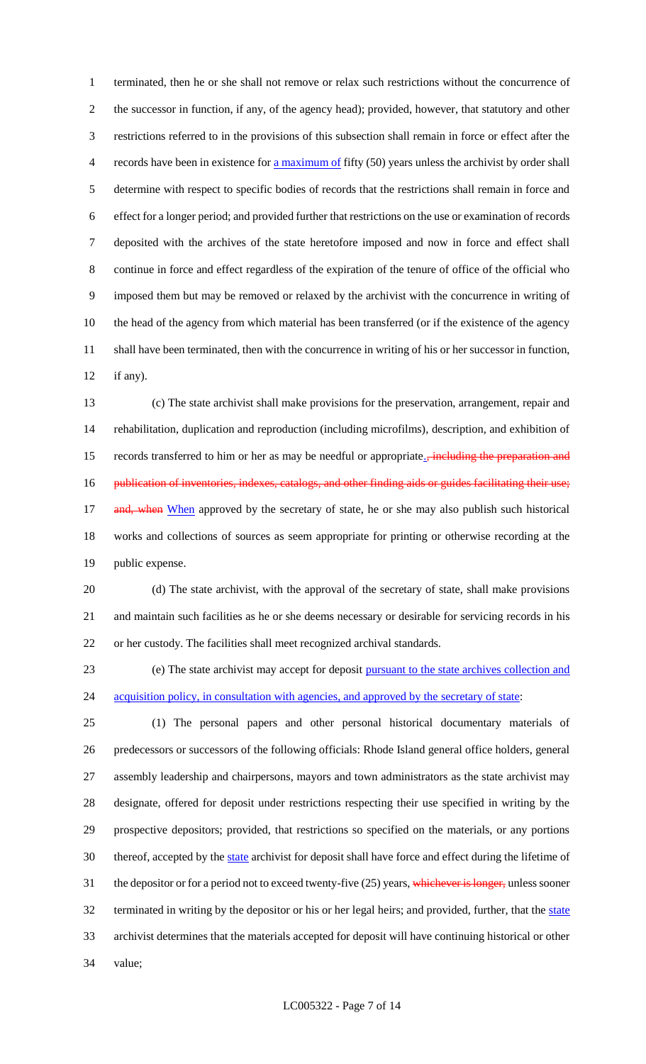terminated, then he or she shall not remove or relax such restrictions without the concurrence of the successor in function, if any, of the agency head); provided, however, that statutory and other restrictions referred to in the provisions of this subsection shall remain in force or effect after the records have been in existence for a maximum of fifty (50) years unless the archivist by order shall determine with respect to specific bodies of records that the restrictions shall remain in force and effect for a longer period; and provided further that restrictions on the use or examination of records deposited with the archives of the state heretofore imposed and now in force and effect shall continue in force and effect regardless of the expiration of the tenure of office of the official who imposed them but may be removed or relaxed by the archivist with the concurrence in writing of the head of the agency from which material has been transferred (or if the existence of the agency shall have been terminated, then with the concurrence in writing of his or her successor in function, if any).

(c) The state archivist shall make provisions for the preservation, arrangement, repair and rehabilitation, duplication and reproduction (including microfilms), description, and exhibition of records transferred to him or her as may be needful or appropriate., including the preparation and publication of inventories, indexes, catalogs, and other finding aids or guides facilitating their use; and, when When approved by the secretary of state, he or she may also publish such historical works and collections of sources as seem appropriate for printing or otherwise recording at the public expense.

(d) The state archivist, with the approval of the secretary of state, shall make provisions and maintain such facilities as he or she deems necessary or desirable for servicing records in his or her custody. The facilities shall meet recognized archival standards.

(e) The state archivist may accept for deposit pursuant to the state archives collection and acquisition policy, in consultation with agencies, and approved by the secretary of state:

(1) The personal papers and other personal historical documentary materials of predecessors or successors of the following officials: Rhode Island general office holders, general assembly leadership and chairpersons, mayors and town administrators as the state archivist may designate, offered for deposit under restrictions respecting their use specified in writing by the prospective depositors; provided, that restrictions so specified on the materials, or any portions thereof, accepted by the state archivist for deposit shall have force and effect during the lifetime of the depositor or for a period not to exceed twenty-five (25) years, whichever is longer, unless sooner terminated in writing by the depositor or his or her legal heirs; and provided, further, that the state archivist determines that the materials accepted for deposit will have continuing historical or other value;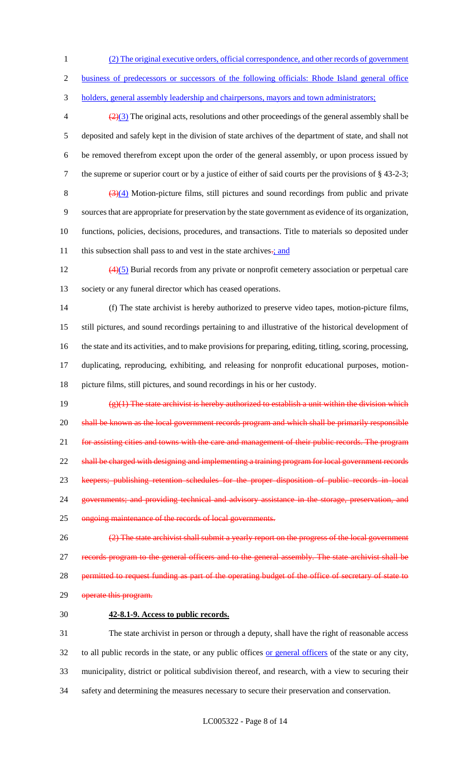(2) The original executive orders, official correspondence, and other records of government business of predecessors or successors of the following officials: Rhode Island general office holders, general assembly leadership and chairpersons, mayors and town administrators;

~~(2)~~(3) The original acts, resolutions and other proceedings of the general assembly shall be deposited and safely kept in the division of state archives of the department of state, and shall not be removed therefrom except upon the order of the general assembly, or upon process issued by the supreme or superior court or by a justice of either of said courts per the provisions of § 43-2-3;

~~(3)~~(4) Motion-picture films, still pictures and sound recordings from public and private sources that are appropriate for preservation by the state government as evidence of its organization, functions, policies, decisions, procedures, and transactions. Title to materials so deposited under this subsection shall pass to and vest in the state archives~~.~~; and

~~(4)~~(5) Burial records from any private or nonprofit cemetery association or perpetual care society or any funeral director which has ceased operations.

(f) The state archivist is hereby authorized to preserve video tapes, motion-picture films, still pictures, and sound recordings pertaining to and illustrative of the historical development of the state and its activities, and to make provisions for preparing, editing, titling, scoring, processing, duplicating, reproducing, exhibiting, and releasing for nonprofit educational purposes, motion-picture films, still pictures, and sound recordings in his or her custody.

~~(g)(1) The state archivist is hereby authorized to establish a unit within the division which shall be known as the local government records program and which shall be primarily responsible for assisting cities and towns with the care and management of their public records. The program shall be charged with designing and implementing a training program for local government records keepers; publishing retention schedules for the proper disposition of public records in local governments; and providing technical and advisory assistance in the storage, preservation, and ongoing maintenance of the records of local governments.~~

~~(2) The state archivist shall submit a yearly report on the progress of the local government records program to the general officers and to the general assembly. The state archivist shall be permitted to request funding as part of the operating budget of the office of secretary of state to operate this program.~~

**42-8.1-9. Access to public records.**

The state archivist in person or through a deputy, shall have the right of reasonable access to all public records in the state, or any public offices or general officers of the state or any city, municipality, district or political subdivision thereof, and research, with a view to securing their safety and determining the measures necessary to secure their preservation and conservation.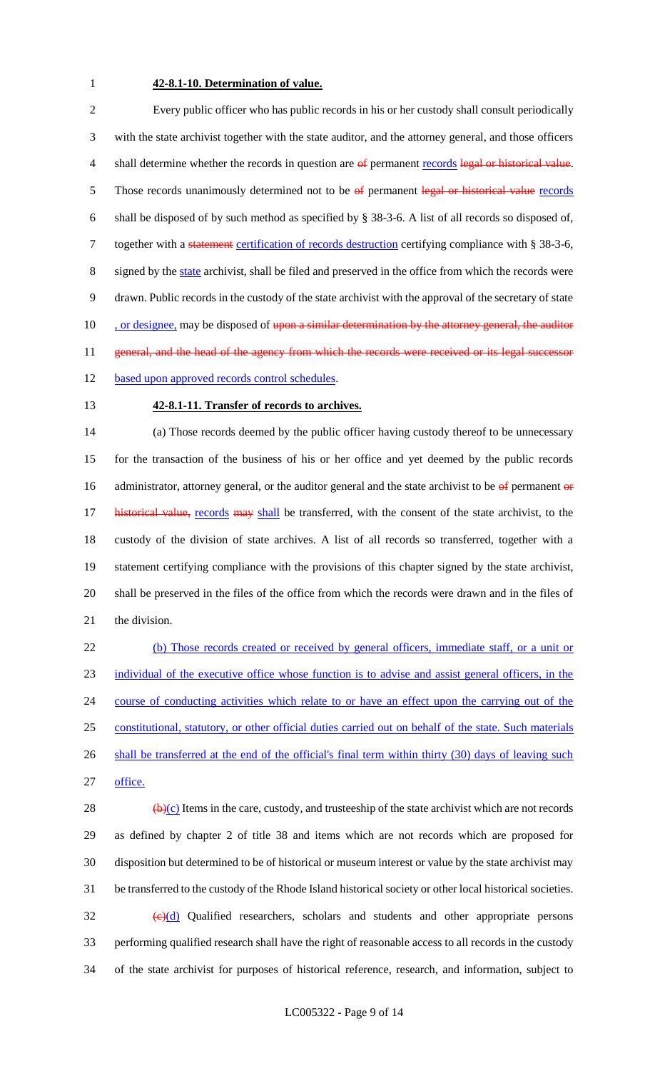**42-8.1-10. Determination of value.**

Every public officer who has public records in his or her custody shall consult periodically with the state archivist together with the state auditor, and the attorney general, and those officers shall determine whether the records in question are ~~of~~ permanent records ~~legal or historical value~~. Those records unanimously determined not to be ~~of~~ permanent ~~legal or historical value~~ records shall be disposed of by such method as specified by § 38-3-6. A list of all records so disposed of, together with a ~~statement~~ certification of records destruction certifying compliance with § 38-3-6, signed by the state archivist, shall be filed and preserved in the office from which the records were drawn. Public records in the custody of the state archivist with the approval of the secretary of state , or designee, may be disposed of ~~upon a similar determination by the attorney general, the auditor general, and the head of the agency from which the records were received or its legal successor~~ based upon approved records control schedules.

**42-8.1-11. Transfer of records to archives.**

(a) Those records deemed by the public officer having custody thereof to be unnecessary for the transaction of the business of his or her office and yet deemed by the public records administrator, attorney general, or the auditor general and the state archivist to be ~~of~~ permanent ~~or historical value,~~ records ~~may~~ shall be transferred, with the consent of the state archivist, to the custody of the division of state archives. A list of all records so transferred, together with a statement certifying compliance with the provisions of this chapter signed by the state archivist, shall be preserved in the files of the office from which the records were drawn and in the files of the division.

(b) Those records created or received by general officers, immediate staff, or a unit or individual of the executive office whose function is to advise and assist general officers, in the course of conducting activities which relate to or have an effect upon the carrying out of the constitutional, statutory, or other official duties carried out on behalf of the state. Such materials shall be transferred at the end of the official's final term within thirty (30) days of leaving such office.

~~(b)~~(c) Items in the care, custody, and trusteeship of the state archivist which are not records as defined by chapter 2 of title 38 and items which are not records which are proposed for disposition but determined to be of historical or museum interest or value by the state archivist may be transferred to the custody of the Rhode Island historical society or other local historical societies.

~~(c)~~(d) Qualified researchers, scholars and students and other appropriate persons performing qualified research shall have the right of reasonable access to all records in the custody of the state archivist for purposes of historical reference, research, and information, subject to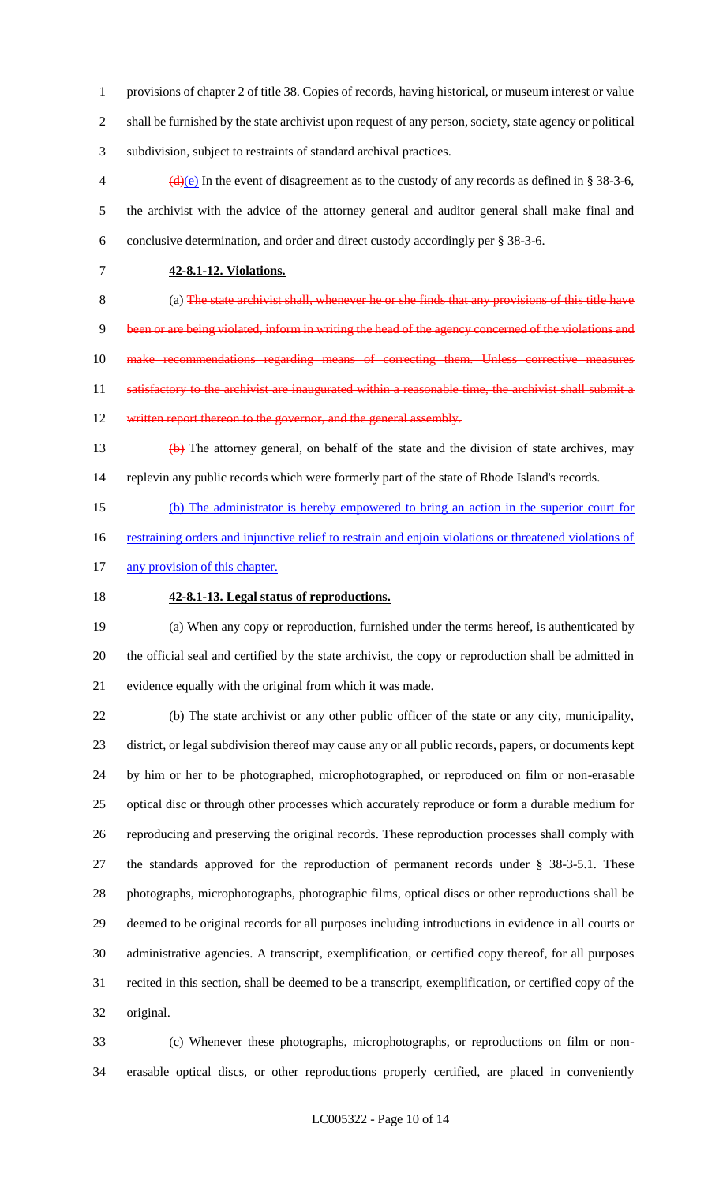provisions of chapter 2 of title 38. Copies of records, having historical, or museum interest or value shall be furnished by the state archivist upon request of any person, society, state agency or political subdivision, subject to restraints of standard archival practices.

~~(d)~~(e) In the event of disagreement as to the custody of any records as defined in § 38-3-6, the archivist with the advice of the attorney general and auditor general shall make final and conclusive determination, and order and direct custody accordingly per § 38-3-6.

**42-8.1-12. Violations.**

(a) ~~The state archivist shall, whenever he or she finds that any provisions of this title have been or are being violated, inform in writing the head of the agency concerned of the violations and make recommendations regarding means of correcting them. Unless corrective measures satisfactory to the archivist are inaugurated within a reasonable time, the archivist shall submit a written report thereon to the governor, and the general assembly.~~

~~(b)~~ The attorney general, on behalf of the state and the division of state archives, may replevin any public records which were formerly part of the state of Rhode Island's records.

<u>(b) The administrator is hereby empowered to bring an action in the superior court for restraining orders and injunctive relief to restrain and enjoin violations or threatened violations of any provision of this chapter.</u>

**42-8.1-13. Legal status of reproductions.**

(a) When any copy or reproduction, furnished under the terms hereof, is authenticated by the official seal and certified by the state archivist, the copy or reproduction shall be admitted in evidence equally with the original from which it was made.

(b) The state archivist or any other public officer of the state or any city, municipality, district, or legal subdivision thereof may cause any or all public records, papers, or documents kept by him or her to be photographed, microphotographed, or reproduced on film or non-erasable optical disc or through other processes which accurately reproduce or form a durable medium for reproducing and preserving the original records. These reproduction processes shall comply with the standards approved for the reproduction of permanent records under § 38-3-5.1. These photographs, microphotographs, photographic films, optical discs or other reproductions shall be deemed to be original records for all purposes including introductions in evidence in all courts or administrative agencies. A transcript, exemplification, or certified copy thereof, for all purposes recited in this section, shall be deemed to be a transcript, exemplification, or certified copy of the original.

(c) Whenever these photographs, microphotographs, or reproductions on film or non-erasable optical discs, or other reproductions properly certified, are placed in conveniently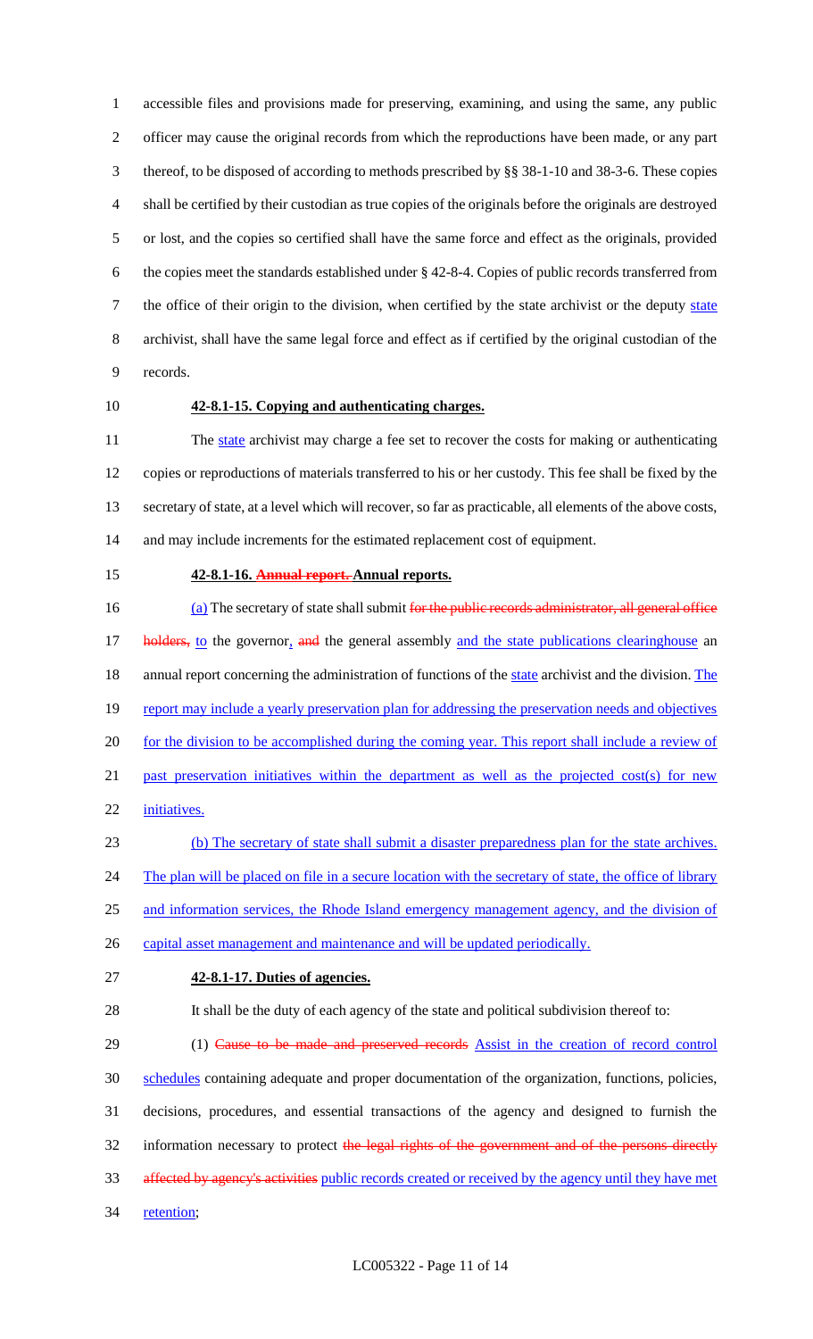accessible files and provisions made for preserving, examining, and using the same, any public officer may cause the original records from which the reproductions have been made, or any part thereof, to be disposed of according to methods prescribed by §§ 38-1-10 and 38-3-6. These copies shall be certified by their custodian as true copies of the originals before the originals are destroyed or lost, and the copies so certified shall have the same force and effect as the originals, provided the copies meet the standards established under § 42-8-4. Copies of public records transferred from the office of their origin to the division, when certified by the state archivist or the deputy state archivist, shall have the same legal force and effect as if certified by the original custodian of the records.

**42-8.1-15. Copying and authenticating charges.**

The state archivist may charge a fee set to recover the costs for making or authenticating copies or reproductions of materials transferred to his or her custody. This fee shall be fixed by the secretary of state, at a level which will recover, so far as practicable, all elements of the above costs, and may include increments for the estimated replacement cost of equipment.

**42-8.1-16. ~~Annual report.~~ Annual reports.**

(a) The secretary of state shall submit ~~for the public records administrator, all general office holders,~~ to the governor, ~~and~~ the general assembly and the state publications clearinghouse an annual report concerning the administration of functions of the state archivist and the division. The report may include a yearly preservation plan for addressing the preservation needs and objectives for the division to be accomplished during the coming year. This report shall include a review of past preservation initiatives within the department as well as the projected cost(s) for new initiatives.

(b) The secretary of state shall submit a disaster preparedness plan for the state archives. The plan will be placed on file in a secure location with the secretary of state, the office of library and information services, the Rhode Island emergency management agency, and the division of capital asset management and maintenance and will be updated periodically.

**42-8.1-17. Duties of agencies.**

It shall be the duty of each agency of the state and political subdivision thereof to:

(1) ~~Cause to be made and preserved records~~ Assist in the creation of record control schedules containing adequate and proper documentation of the organization, functions, policies, decisions, procedures, and essential transactions of the agency and designed to furnish the information necessary to protect ~~the legal rights of the government and of the persons directly affected by agency's activities~~ public records created or received by the agency until they have met retention;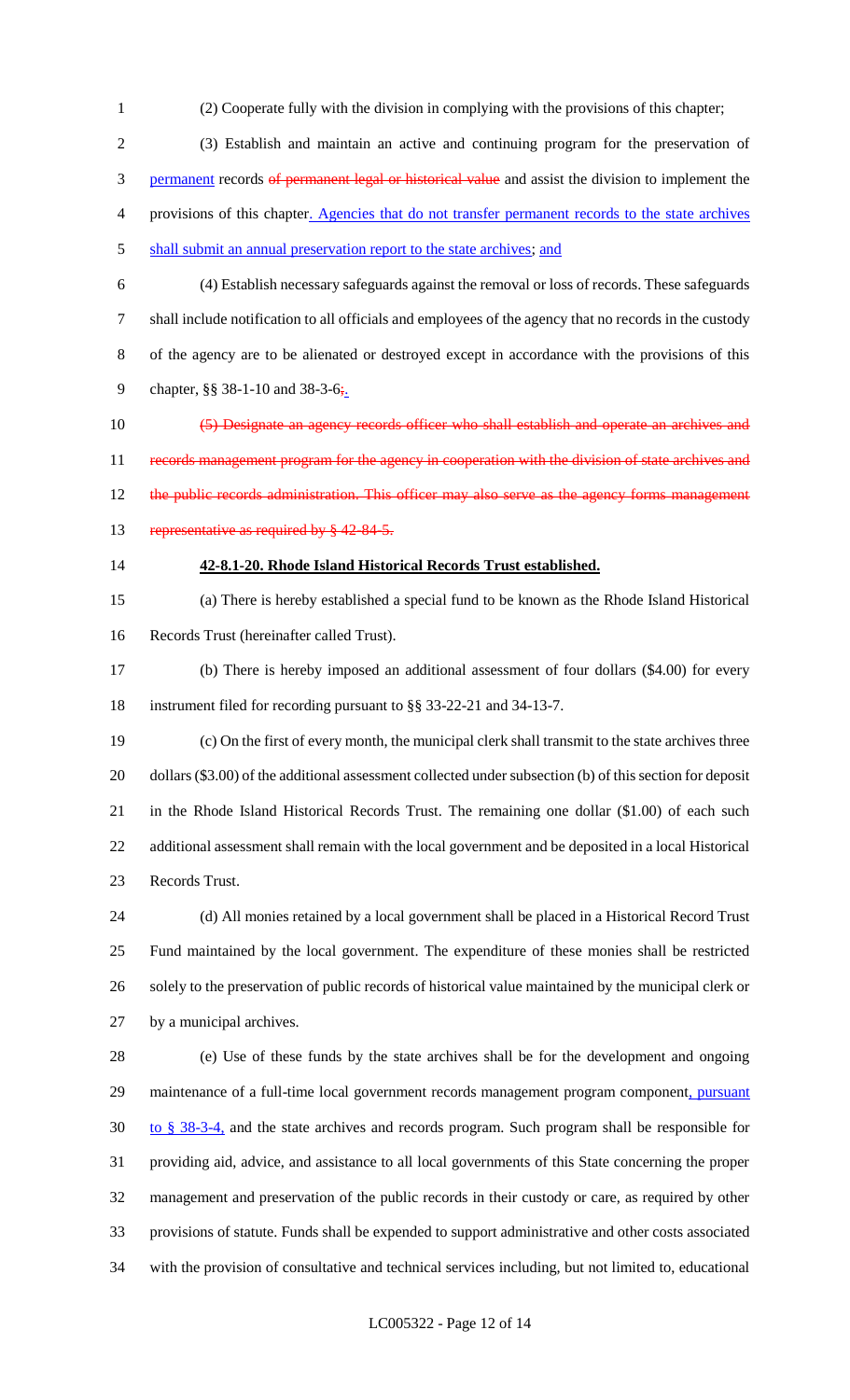(2) Cooperate fully with the division in complying with the provisions of this chapter;

(3) Establish and maintain an active and continuing program for the preservation of permanent records of permanent legal or historical value and assist the division to implement the provisions of this chapter. Agencies that do not transfer permanent records to the state archives shall submit an annual preservation report to the state archives; and

(4) Establish necessary safeguards against the removal or loss of records. These safeguards shall include notification to all officials and employees of the agency that no records in the custody of the agency are to be alienated or destroyed except in accordance with the provisions of this chapter, §§ 38-1-10 and 38-3-6;.

(5) Designate an agency records officer who shall establish and operate an archives and records management program for the agency in cooperation with the division of state archives and the public records administration. This officer may also serve as the agency forms management representative as required by § 42-84-5.

**42-8.1-20. Rhode Island Historical Records Trust established.**

(a) There is hereby established a special fund to be known as the Rhode Island Historical Records Trust (hereinafter called Trust).

(b) There is hereby imposed an additional assessment of four dollars ($4.00) for every instrument filed for recording pursuant to §§ 33-22-21 and 34-13-7.

(c) On the first of every month, the municipal clerk shall transmit to the state archives three dollars ($3.00) of the additional assessment collected under subsection (b) of this section for deposit in the Rhode Island Historical Records Trust. The remaining one dollar ($1.00) of each such additional assessment shall remain with the local government and be deposited in a local Historical Records Trust.

(d) All monies retained by a local government shall be placed in a Historical Record Trust Fund maintained by the local government. The expenditure of these monies shall be restricted solely to the preservation of public records of historical value maintained by the municipal clerk or by a municipal archives.

(e) Use of these funds by the state archives shall be for the development and ongoing maintenance of a full-time local government records management program component, pursuant to § 38-3-4, and the state archives and records program. Such program shall be responsible for providing aid, advice, and assistance to all local governments of this State concerning the proper management and preservation of the public records in their custody or care, as required by other provisions of statute. Funds shall be expended to support administrative and other costs associated with the provision of consultative and technical services including, but not limited to, educational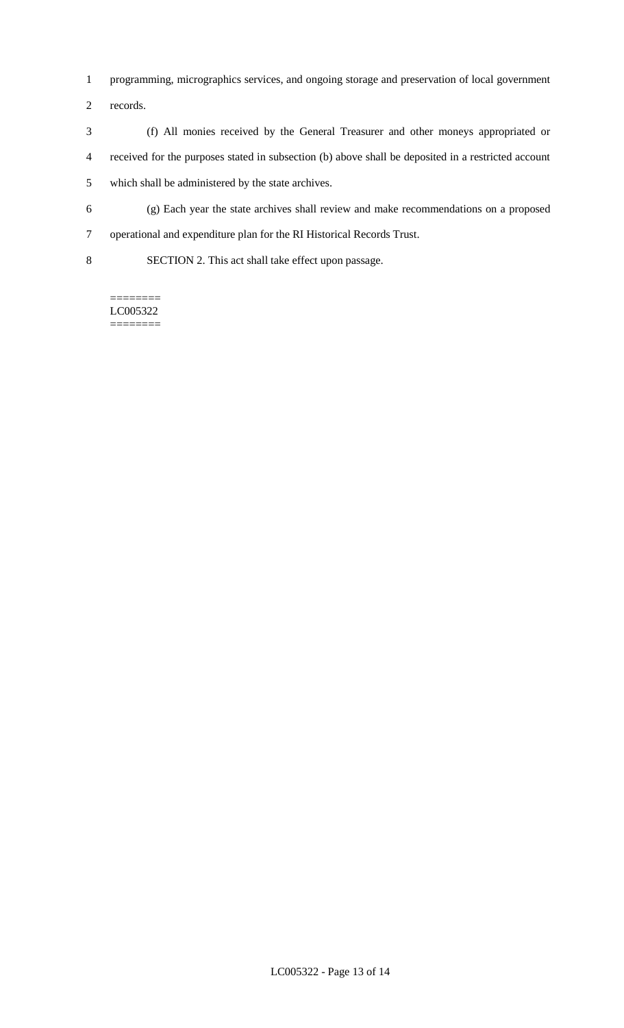programming, micrographics services, and ongoing storage and preservation of local government records.

(f) All monies received by the General Treasurer and other moneys appropriated or received for the purposes stated in subsection (b) above shall be deposited in a restricted account which shall be administered by the state archives.

(g) Each year the state archives shall review and make recommendations on a proposed operational and expenditure plan for the RI Historical Records Trust.

SECTION 2. This act shall take effect upon passage.

========
LC005322
========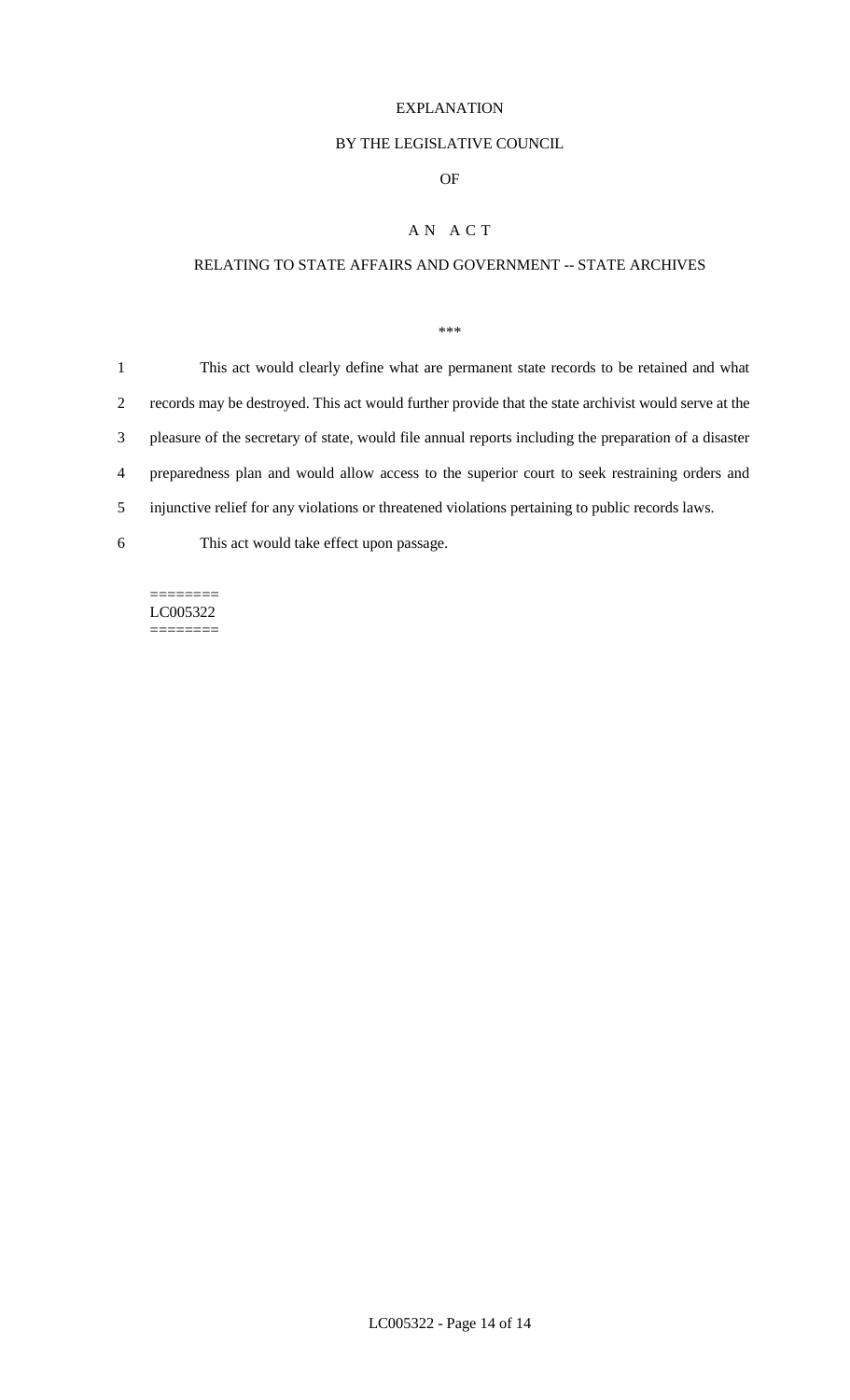EXPLANATION

BY THE LEGISLATIVE COUNCIL

OF

A N A C T

RELATING TO STATE AFFAIRS AND GOVERNMENT -- STATE ARCHIVES

\*\*\*

1 This act would clearly define what are permanent state records to be retained and what
2 records may be destroyed. This act would further provide that the state archivist would serve at the
3 pleasure of the secretary of state, would file annual reports including the preparation of a disaster
4 preparedness plan and would allow access to the superior court to seek restraining orders and
5 injunctive relief for any violations or threatened violations pertaining to public records laws.
6 This act would take effect upon passage.

========
LC005322
========